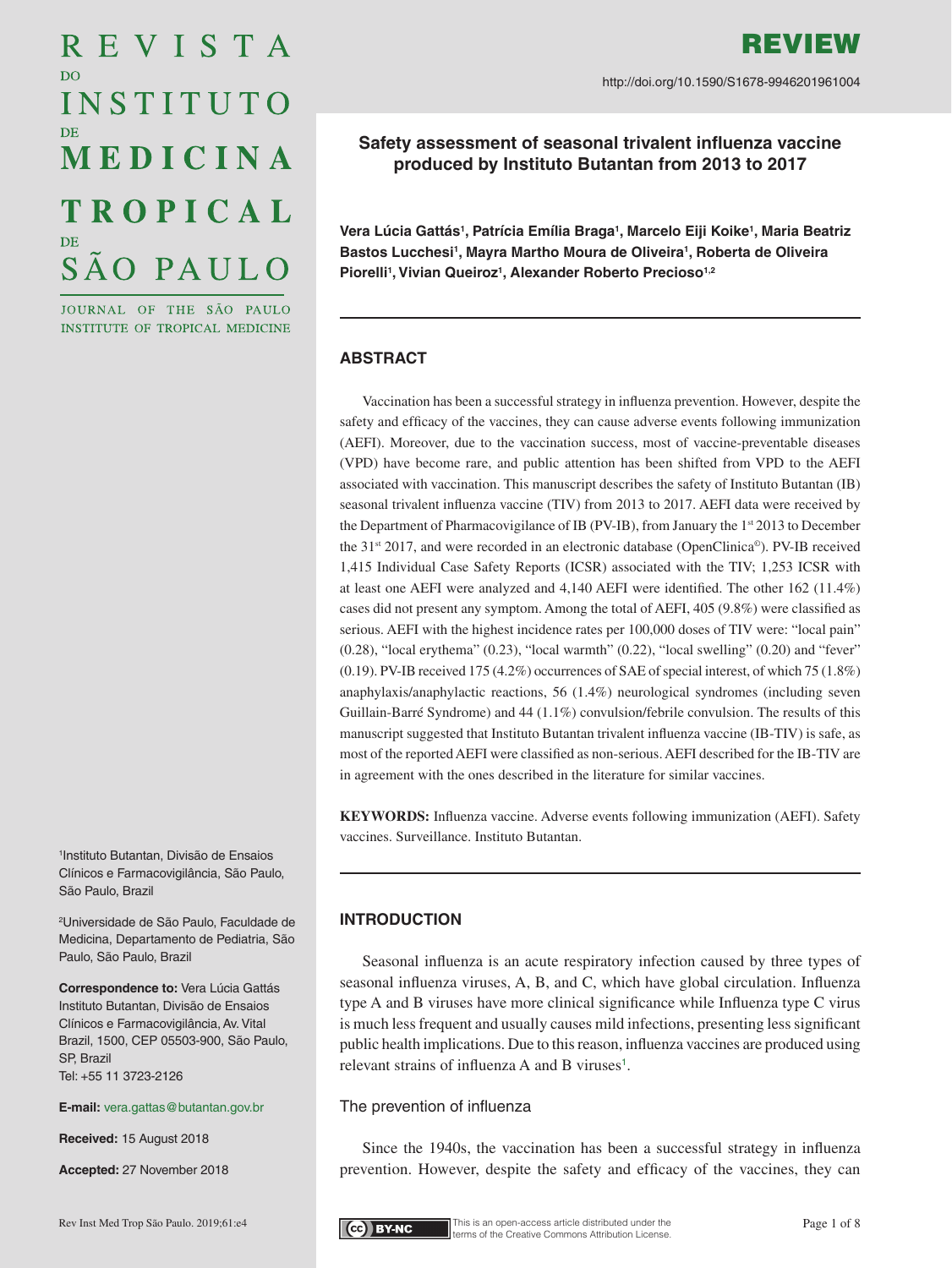REVIEW

http://doi.org/10.1590/S1678-9946201961004

# Safety assessment of seasonal trivalent influenza vaccine produced by Instituto Butantan from 2013 to 2017

**Vera Lúcia Gattás[1], Patrícia Emília Braga[1], Marcelo Eiji Koike[1], Maria Beatriz Bastos Lucchesi[1], Mayra Martho Moura de Oliveira[1], Roberta de Oliveira Piorelli[1], Vivian Queiroz[1], Alexander Roberto Precioso[1,2]**

[1]Instituto Butantan, Divisão de Ensaios Clínicos e Farmacovigilância, São Paulo, São Paulo, Brazil

[2]Universidade de São Paulo, Faculdade de Medicina, Departamento de Pediatria, São Paulo, São Paulo, Brazil

**Correspondence to:** Vera Lúcia Gattás Instituto Butantan, Divisão de Ensaios Clínicos e Farmacovigilância, Av. Vital Brazil, 1500, CEP 05503-900, São Paulo, SP, Brazil
Tel: +55 11 3723-2126

**E-mail:** vera.gattas@butantan.gov.br

**Received:** 15 August 2018

**Accepted:** 27 November 2018

## ABSTRACT

Vaccination has been a successful strategy in influenza prevention. However, despite the safety and efficacy of the vaccines, they can cause adverse events following immunization (AEFI). Moreover, due to the vaccination success, most of vaccine-preventable diseases (VPD) have become rare, and public attention has been shifted from VPD to the AEFI associated with vaccination. This manuscript describes the safety of Instituto Butantan (IB) seasonal trivalent influenza vaccine (TIV) from 2013 to 2017. AEFI data were received by the Department of Pharmacovigilance of IB (PV-IB), from January the 1st 2013 to December the 31st 2017, and were recorded in an electronic database (OpenClinica©). PV-IB received 1,415 Individual Case Safety Reports (ICSR) associated with the TIV; 1,253 ICSR with at least one AEFI were analyzed and 4,140 AEFI were identified. The other 162 (11.4%) cases did not present any symptom. Among the total of AEFI, 405 (9.8%) were classified as serious. AEFI with the highest incidence rates per 100,000 doses of TIV were: "local pain" (0.28), "local erythema" (0.23), "local warmth" (0.22), "local swelling" (0.20) and "fever" (0.19). PV-IB received 175 (4.2%) occurrences of SAE of special interest, of which 75 (1.8%) anaphylaxis/anaphylactic reactions, 56 (1.4%) neurological syndromes (including seven Guillain-Barré Syndrome) and 44 (1.1%) convulsion/febrile convulsion. The results of this manuscript suggested that Instituto Butantan trivalent influenza vaccine (IB-TIV) is safe, as most of the reported AEFI were classified as non-serious. AEFI described for the IB-TIV are in agreement with the ones described in the literature for similar vaccines.

**KEYWORDS:** Influenza vaccine. Adverse events following immunization (AEFI). Safety vaccines. Surveillance. Instituto Butantan.

## INTRODUCTION

Seasonal influenza is an acute respiratory infection caused by three types of seasonal influenza viruses, A, B, and C, which have global circulation. Influenza type A and B viruses have more clinical significance while Influenza type C virus is much less frequent and usually causes mild infections, presenting less significant public health implications. Due to this reason, influenza vaccines are produced using relevant strains of influenza A and B viruses[1].

### The prevention of influenza

Since the 1940s, the vaccination has been a successful strategy in influenza prevention. However, despite the safety and efficacy of the vaccines, they can

This is an open-access article distributed under the terms of the Creative Commons Attribution License.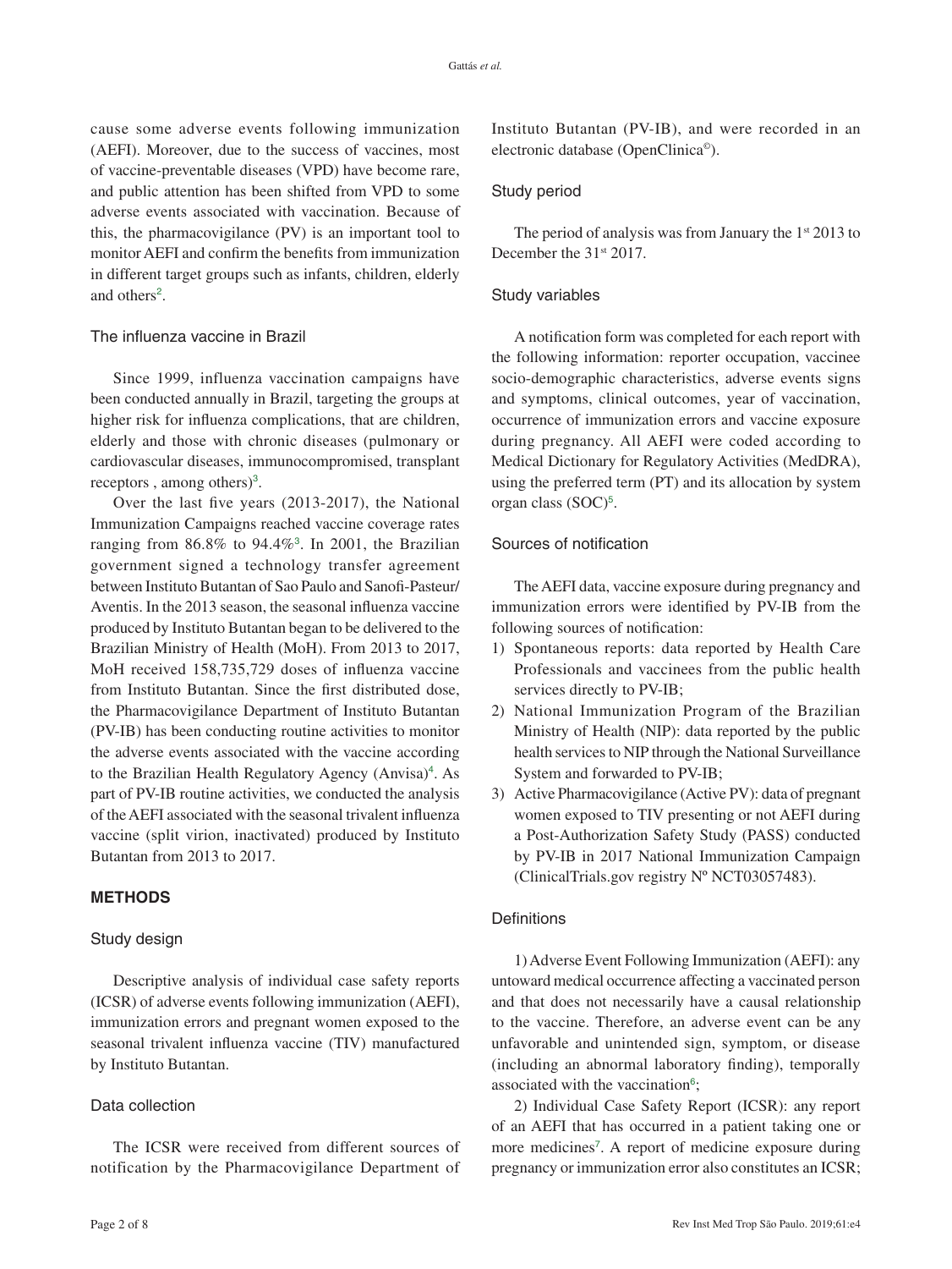cause some adverse events following immunization (AEFI). Moreover, due to the success of vaccines, most of vaccine-preventable diseases (VPD) have become rare, and public attention has been shifted from VPD to some adverse events associated with vaccination. Because of this, the pharmacovigilance (PV) is an important tool to monitor AEFI and confirm the benefits from immunization in different target groups such as infants, children, elderly and others[2].

### The influenza vaccine in Brazil

Since 1999, influenza vaccination campaigns have been conducted annually in Brazil, targeting the groups at higher risk for influenza complications, that are children, elderly and those with chronic diseases (pulmonary or cardiovascular diseases, immunocompromised, transplant receptors , among others)[3].

Over the last five years (2013-2017), the National Immunization Campaigns reached vaccine coverage rates ranging from 86.8% to 94.4%[3]. In 2001, the Brazilian government signed a technology transfer agreement between Instituto Butantan of Sao Paulo and Sanofi-Pasteur/Aventis. In the 2013 season, the seasonal influenza vaccine produced by Instituto Butantan began to be delivered to the Brazilian Ministry of Health (MoH). From 2013 to 2017, MoH received 158,735,729 doses of influenza vaccine from Instituto Butantan. Since the first distributed dose, the Pharmacovigilance Department of Instituto Butantan (PV-IB) has been conducting routine activities to monitor the adverse events associated with the vaccine according to the Brazilian Health Regulatory Agency (Anvisa)[4]. As part of PV-IB routine activities, we conducted the analysis of the AEFI associated with the seasonal trivalent influenza vaccine (split virion, inactivated) produced by Instituto Butantan from 2013 to 2017.

## METHODS

### Study design

Descriptive analysis of individual case safety reports (ICSR) of adverse events following immunization (AEFI), immunization errors and pregnant women exposed to the seasonal trivalent influenza vaccine (TIV) manufactured by Instituto Butantan.

### Data collection

The ICSR were received from different sources of notification by the Pharmacovigilance Department of Instituto Butantan (PV-IB), and were recorded in an electronic database (OpenClinica©).

### Study period

The period of analysis was from January the 1st 2013 to December the 31st 2017.

### Study variables

A notification form was completed for each report with the following information: reporter occupation, vaccinee socio-demographic characteristics, adverse events signs and symptoms, clinical outcomes, year of vaccination, occurrence of immunization errors and vaccine exposure during pregnancy. All AEFI were coded according to Medical Dictionary for Regulatory Activities (MedDRA), using the preferred term (PT) and its allocation by system organ class (SOC)[5].

### Sources of notification

The AEFI data, vaccine exposure during pregnancy and immunization errors were identified by PV-IB from the following sources of notification:

1) Spontaneous reports: data reported by Health Care Professionals and vaccinees from the public health services directly to PV-IB;
2) National Immunization Program of the Brazilian Ministry of Health (NIP): data reported by the public health services to NIP through the National Surveillance System and forwarded to PV-IB;
3) Active Pharmacovigilance (Active PV): data of pregnant women exposed to TIV presenting or not AEFI during a Post-Authorization Safety Study (PASS) conducted by PV-IB in 2017 National Immunization Campaign (ClinicalTrials.gov registry Nº NCT03057483).

### Definitions

1) Adverse Event Following Immunization (AEFI): any untoward medical occurrence affecting a vaccinated person and that does not necessarily have a causal relationship to the vaccine. Therefore, an adverse event can be any unfavorable and unintended sign, symptom, or disease (including an abnormal laboratory finding), temporally associated with the vaccination[6];

2) Individual Case Safety Report (ICSR): any report of an AEFI that has occurred in a patient taking one or more medicines[7]. A report of medicine exposure during pregnancy or immunization error also constitutes an ICSR;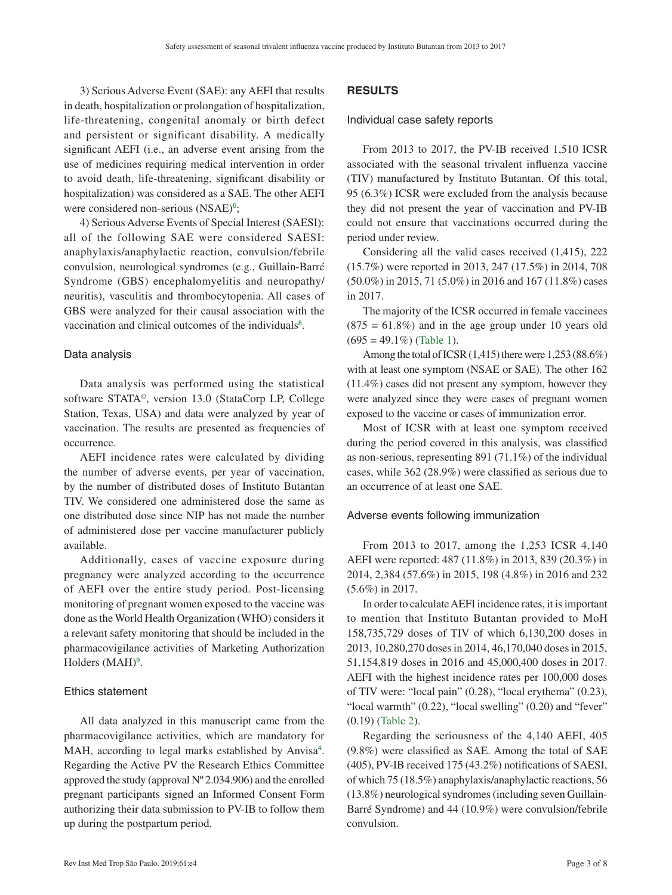3) Serious Adverse Event (SAE): any AEFI that results in death, hospitalization or prolongation of hospitalization, life-threatening, congenital anomaly or birth defect and persistent or significant disability. A medically significant AEFI (i.e., an adverse event arising from the use of medicines requiring medical intervention in order to avoid death, life-threatening, significant disability or hospitalization) was considered as a SAE. The other AEFI were considered non-serious (NSAE)[6];

4) Serious Adverse Events of Special Interest (SAESI): all of the following SAE were considered SAESI: anaphylaxis/anaphylactic reaction, convulsion/febrile convulsion, neurological syndromes (e.g., Guillain-Barré Syndrome (GBS) encephalomyelitis and neuropathy/neuritis), vasculitis and thrombocytopenia. All cases of GBS were analyzed for their causal association with the vaccination and clinical outcomes of the individuals[8].

### Data analysis

Data analysis was performed using the statistical software STATA©, version 13.0 (StataCorp LP, College Station, Texas, USA) and data were analyzed by year of vaccination. The results are presented as frequencies of occurrence.

AEFI incidence rates were calculated by dividing the number of adverse events, per year of vaccination, by the number of distributed doses of Instituto Butantan TIV. We considered one administered dose the same as one distributed dose since NIP has not made the number of administered dose per vaccine manufacturer publicly available.

Additionally, cases of vaccine exposure during pregnancy were analyzed according to the occurrence of AEFI over the entire study period. Post-licensing monitoring of pregnant women exposed to the vaccine was done as the World Health Organization (WHO) considers it a relevant safety monitoring that should be included in the pharmacovigilance activities of Marketing Authorization Holders (MAH)[9].

### Ethics statement

All data analyzed in this manuscript came from the pharmacovigilance activities, which are mandatory for MAH, according to legal marks established by Anvisa[4]. Regarding the Active PV the Research Ethics Committee approved the study (approval Nº 2.034.906) and the enrolled pregnant participants signed an Informed Consent Form authorizing their data submission to PV-IB to follow them up during the postpartum period.

## RESULTS

### Individual case safety reports

From 2013 to 2017, the PV-IB received 1,510 ICSR associated with the seasonal trivalent influenza vaccine (TIV) manufactured by Instituto Butantan. Of this total, 95 (6.3%) ICSR were excluded from the analysis because they did not present the year of vaccination and PV-IB could not ensure that vaccinations occurred during the period under review.

Considering all the valid cases received (1,415), 222 (15.7%) were reported in 2013, 247 (17.5%) in 2014, 708 (50.0%) in 2015, 71 (5.0%) in 2016 and 167 (11.8%) cases in 2017.

The majority of the ICSR occurred in female vaccinees (875 = 61.8%) and in the age group under 10 years old (695 = 49.1%) (Table 1).

Among the total of ICSR (1,415) there were 1,253 (88.6%) with at least one symptom (NSAE or SAE). The other 162 (11.4%) cases did not present any symptom, however they were analyzed since they were cases of pregnant women exposed to the vaccine or cases of immunization error.

Most of ICSR with at least one symptom received during the period covered in this analysis, was classified as non-serious, representing 891 (71.1%) of the individual cases, while 362 (28.9%) were classified as serious due to an occurrence of at least one SAE.

### Adverse events following immunization

From 2013 to 2017, among the 1,253 ICSR 4,140 AEFI were reported: 487 (11.8%) in 2013, 839 (20.3%) in 2014, 2,384 (57.6%) in 2015, 198 (4.8%) in 2016 and 232 (5.6%) in 2017.

In order to calculate AEFI incidence rates, it is important to mention that Instituto Butantan provided to MoH 158,735,729 doses of TIV of which 6,130,200 doses in 2013, 10,280,270 doses in 2014, 46,170,040 doses in 2015, 51,154,819 doses in 2016 and 45,000,400 doses in 2017. AEFI with the highest incidence rates per 100,000 doses of TIV were: "local pain" (0.28), "local erythema" (0.23), "local warmth" (0.22), "local swelling" (0.20) and "fever" (0.19) (Table 2).

Regarding the seriousness of the 4,140 AEFI, 405 (9.8%) were classified as SAE. Among the total of SAE (405), PV-IB received 175 (43.2%) notifications of SAESI, of which 75 (18.5%) anaphylaxis/anaphylactic reactions, 56 (13.8%) neurological syndromes (including seven Guillain-Barré Syndrome) and 44 (10.9%) were convulsion/febrile convulsion.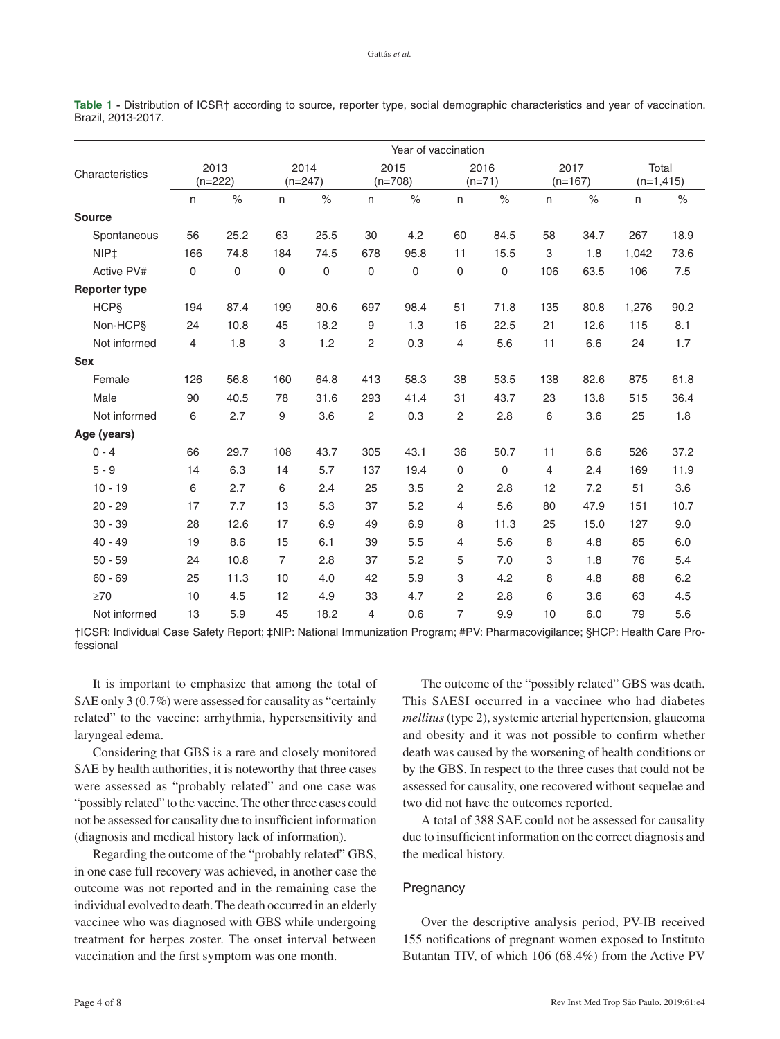**Table 1 -** Distribution of ICSR† according to source, reporter type, social demographic characteristics and year of vaccination. Brazil, 2013-2017.

| Characteristics | Year of vaccination | | | | | | | | | | | |
|---|---|---|---|---|---|---|---|---|---|---|---|---|
| | 2013 (n=222) | | 2014 (n=247) | | 2015 (n=708) | | 2016 (n=71) | | 2017 (n=167) | | Total (n=1,415) | |
| | n | % | n | % | n | % | n | % | n | % | n | % |
| **Source** | | | | | | | | | | | | |
| Spontaneous | 56 | 25.2 | 63 | 25.5 | 30 | 4.2 | 60 | 84.5 | 58 | 34.7 | 267 | 18.9 |
| NIP‡ | 166 | 74.8 | 184 | 74.5 | 678 | 95.8 | 11 | 15.5 | 3 | 1.8 | 1,042 | 73.6 |
| Active PV# | 0 | 0 | 0 | 0 | 0 | 0 | 0 | 0 | 106 | 63.5 | 106 | 7.5 |
| **Reporter type** | | | | | | | | | | | | |
| HCP§ | 194 | 87.4 | 199 | 80.6 | 697 | 98.4 | 51 | 71.8 | 135 | 80.8 | 1,276 | 90.2 |
| Non-HCP§ | 24 | 10.8 | 45 | 18.2 | 9 | 1.3 | 16 | 22.5 | 21 | 12.6 | 115 | 8.1 |
| Not informed | 4 | 1.8 | 3 | 1.2 | 2 | 0.3 | 4 | 5.6 | 11 | 6.6 | 24 | 1.7 |
| **Sex** | | | | | | | | | | | | |
| Female | 126 | 56.8 | 160 | 64.8 | 413 | 58.3 | 38 | 53.5 | 138 | 82.6 | 875 | 61.8 |
| Male | 90 | 40.5 | 78 | 31.6 | 293 | 41.4 | 31 | 43.7 | 23 | 13.8 | 515 | 36.4 |
| Not informed | 6 | 2.7 | 9 | 3.6 | 2 | 0.3 | 2 | 2.8 | 6 | 3.6 | 25 | 1.8 |
| **Age (years)** | | | | | | | | | | | | |
| 0 - 4 | 66 | 29.7 | 108 | 43.7 | 305 | 43.1 | 36 | 50.7 | 11 | 6.6 | 526 | 37.2 |
| 5 - 9 | 14 | 6.3 | 14 | 5.7 | 137 | 19.4 | 0 | 0 | 4 | 2.4 | 169 | 11.9 |
| 10 - 19 | 6 | 2.7 | 6 | 2.4 | 25 | 3.5 | 2 | 2.8 | 12 | 7.2 | 51 | 3.6 |
| 20 - 29 | 17 | 7.7 | 13 | 5.3 | 37 | 5.2 | 4 | 5.6 | 80 | 47.9 | 151 | 10.7 |
| 30 - 39 | 28 | 12.6 | 17 | 6.9 | 49 | 6.9 | 8 | 11.3 | 25 | 15.0 | 127 | 9.0 |
| 40 - 49 | 19 | 8.6 | 15 | 6.1 | 39 | 5.5 | 4 | 5.6 | 8 | 4.8 | 85 | 6.0 |
| 50 - 59 | 24 | 10.8 | 7 | 2.8 | 37 | 5.2 | 5 | 7.0 | 3 | 1.8 | 76 | 5.4 |
| 60 - 69 | 25 | 11.3 | 10 | 4.0 | 42 | 5.9 | 3 | 4.2 | 8 | 4.8 | 88 | 6.2 |
| ≥70 | 10 | 4.5 | 12 | 4.9 | 33 | 4.7 | 2 | 2.8 | 6 | 3.6 | 63 | 4.5 |
| Not informed | 13 | 5.9 | 45 | 18.2 | 4 | 0.6 | 7 | 9.9 | 10 | 6.0 | 79 | 5.6 |

†ICSR: Individual Case Safety Report; ‡NIP: National Immunization Program; #PV: Pharmacovigilance; §HCP: Health Care Professional

It is important to emphasize that among the total of SAE only 3 (0.7%) were assessed for causality as "certainly related" to the vaccine: arrhythmia, hypersensitivity and laryngeal edema.

Considering that GBS is a rare and closely monitored SAE by health authorities, it is noteworthy that three cases were assessed as "probably related" and one case was "possibly related" to the vaccine. The other three cases could not be assessed for causality due to insufficient information (diagnosis and medical history lack of information).

Regarding the outcome of the "probably related" GBS, in one case full recovery was achieved, in another case the outcome was not reported and in the remaining case the individual evolved to death. The death occurred in an elderly vaccinee who was diagnosed with GBS while undergoing treatment for herpes zoster. The onset interval between vaccination and the first symptom was one month.

The outcome of the "possibly related" GBS was death. This SAESI occurred in a vaccinee who had diabetes *mellitus* (type 2), systemic arterial hypertension, glaucoma and obesity and it was not possible to confirm whether death was caused by the worsening of health conditions or by the GBS. In respect to the three cases that could not be assessed for causality, one recovered without sequelae and two did not have the outcomes reported.

A total of 388 SAE could not be assessed for causality due to insufficient information on the correct diagnosis and the medical history.

## Pregnancy

Over the descriptive analysis period, PV-IB received 155 notifications of pregnant women exposed to Instituto Butantan TIV, of which 106 (68.4%) from the Active PV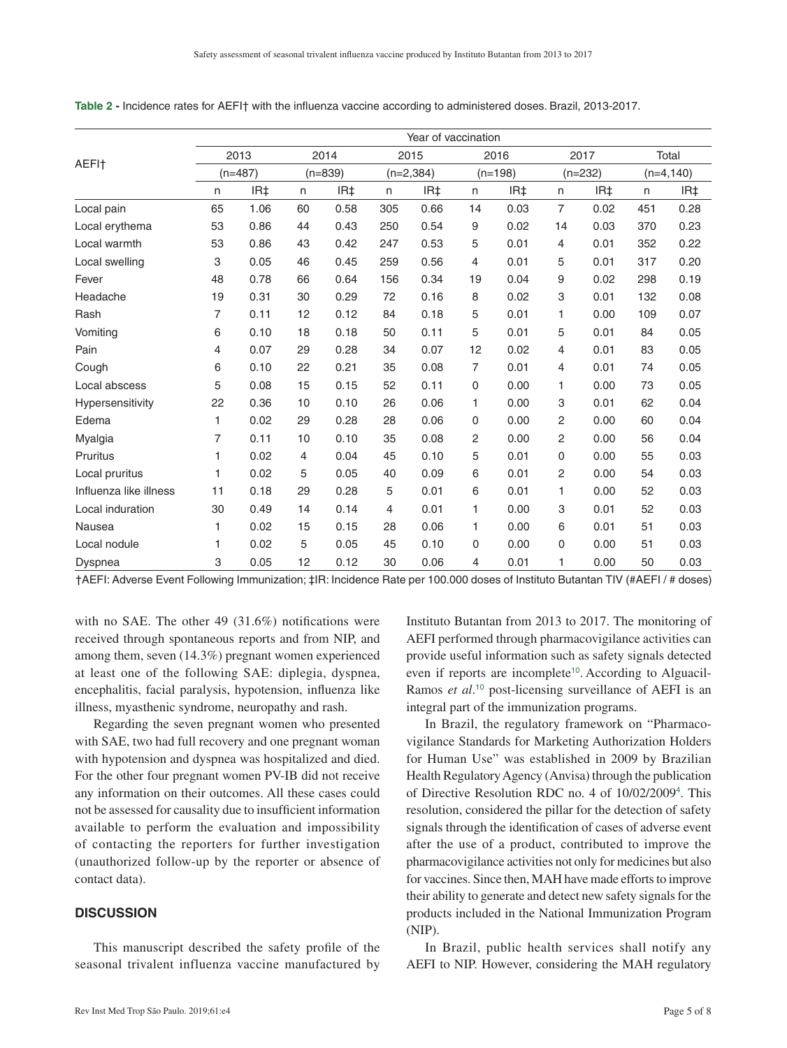**Table 2 -** Incidence rates for AEFI† with the influenza vaccine according to administered doses. Brazil, 2013-2017.

| AEFI† | Year of vaccination | | | | | | | | | | | |
|---|---|---|---|---|---|---|---|---|---|---|---|---|
| | 2013 | | 2014 | | 2015 | | 2016 | | 2017 | | Total | |
| | (n=487) | | (n=839) | | (n=2,384) | | (n=198) | | (n=232) | | (n=4,140) | |
| | n | IR‡ | n | IR‡ | n | IR‡ | n | IR‡ | n | IR‡ | n | IR‡ |
| Local pain | 65 | 1.06 | 60 | 0.58 | 305 | 0.66 | 14 | 0.03 | 7 | 0.02 | 451 | 0.28 |
| Local erythema | 53 | 0.86 | 44 | 0.43 | 250 | 0.54 | 9 | 0.02 | 14 | 0.03 | 370 | 0.23 |
| Local warmth | 53 | 0.86 | 43 | 0.42 | 247 | 0.53 | 5 | 0.01 | 4 | 0.01 | 352 | 0.22 |
| Local swelling | 3 | 0.05 | 46 | 0.45 | 259 | 0.56 | 4 | 0.01 | 5 | 0.01 | 317 | 0.20 |
| Fever | 48 | 0.78 | 66 | 0.64 | 156 | 0.34 | 19 | 0.04 | 9 | 0.02 | 298 | 0.19 |
| Headache | 19 | 0.31 | 30 | 0.29 | 72 | 0.16 | 8 | 0.02 | 3 | 0.01 | 132 | 0.08 |
| Rash | 7 | 0.11 | 12 | 0.12 | 84 | 0.18 | 5 | 0.01 | 1 | 0.00 | 109 | 0.07 |
| Vomiting | 6 | 0.10 | 18 | 0.18 | 50 | 0.11 | 5 | 0.01 | 5 | 0.01 | 84 | 0.05 |
| Pain | 4 | 0.07 | 29 | 0.28 | 34 | 0.07 | 12 | 0.02 | 4 | 0.01 | 83 | 0.05 |
| Cough | 6 | 0.10 | 22 | 0.21 | 35 | 0.08 | 7 | 0.01 | 4 | 0.01 | 74 | 0.05 |
| Local abscess | 5 | 0.08 | 15 | 0.15 | 52 | 0.11 | 0 | 0.00 | 1 | 0.00 | 73 | 0.05 |
| Hypersensitivity | 22 | 0.36 | 10 | 0.10 | 26 | 0.06 | 1 | 0.00 | 3 | 0.01 | 62 | 0.04 |
| Edema | 1 | 0.02 | 29 | 0.28 | 28 | 0.06 | 0 | 0.00 | 2 | 0.00 | 60 | 0.04 |
| Myalgia | 7 | 0.11 | 10 | 0.10 | 35 | 0.08 | 2 | 0.00 | 2 | 0.00 | 56 | 0.04 |
| Pruritus | 1 | 0.02 | 4 | 0.04 | 45 | 0.10 | 5 | 0.01 | 0 | 0.00 | 55 | 0.03 |
| Local pruritus | 1 | 0.02 | 5 | 0.05 | 40 | 0.09 | 6 | 0.01 | 2 | 0.00 | 54 | 0.03 |
| Influenza like illness | 11 | 0.18 | 29 | 0.28 | 5 | 0.01 | 6 | 0.01 | 1 | 0.00 | 52 | 0.03 |
| Local induration | 30 | 0.49 | 14 | 0.14 | 4 | 0.01 | 1 | 0.00 | 3 | 0.01 | 52 | 0.03 |
| Nausea | 1 | 0.02 | 15 | 0.15 | 28 | 0.06 | 1 | 0.00 | 6 | 0.01 | 51 | 0.03 |
| Local nodule | 1 | 0.02 | 5 | 0.05 | 45 | 0.10 | 0 | 0.00 | 0 | 0.00 | 51 | 0.03 |
| Dyspnea | 3 | 0.05 | 12 | 0.12 | 30 | 0.06 | 4 | 0.01 | 1 | 0.00 | 50 | 0.03 |

†AEFI: Adverse Event Following Immunization; ‡IR: Incidence Rate per 100.000 doses of Instituto Butantan TIV (#AEFI / # doses)

with no SAE. The other 49 (31.6%) notifications were received through spontaneous reports and from NIP, and among them, seven (14.3%) pregnant women experienced at least one of the following SAE: diplegia, dyspnea, encephalitis, facial paralysis, hypotension, influenza like illness, myasthenic syndrome, neuropathy and rash.

Regarding the seven pregnant women who presented with SAE, two had full recovery and one pregnant woman with hypotension and dyspnea was hospitalized and died. For the other four pregnant women PV-IB did not receive any information on their outcomes. All these cases could not be assessed for causality due to insufficient information available to perform the evaluation and impossibility of contacting the reporters for further investigation (unauthorized follow-up by the reporter or absence of contact data).

## DISCUSSION

This manuscript described the safety profile of the seasonal trivalent influenza vaccine manufactured by Instituto Butantan from 2013 to 2017. The monitoring of AEFI performed through pharmacovigilance activities can provide useful information such as safety signals detected even if reports are incomplete[10]. According to Alguacil-Ramos *et al*.[10] post-licensing surveillance of AEFI is an integral part of the immunization programs.

In Brazil, the regulatory framework on "Pharmacovigilance Standards for Marketing Authorization Holders for Human Use" was established in 2009 by Brazilian Health Regulatory Agency (Anvisa) through the publication of Directive Resolution RDC no. 4 of 10/02/2009[4]. This resolution, considered the pillar for the detection of safety signals through the identification of cases of adverse event after the use of a product, contributed to improve the pharmacovigilance activities not only for medicines but also for vaccines. Since then, MAH have made efforts to improve their ability to generate and detect new safety signals for the products included in the National Immunization Program (NIP).

In Brazil, public health services shall notify any AEFI to NIP. However, considering the MAH regulatory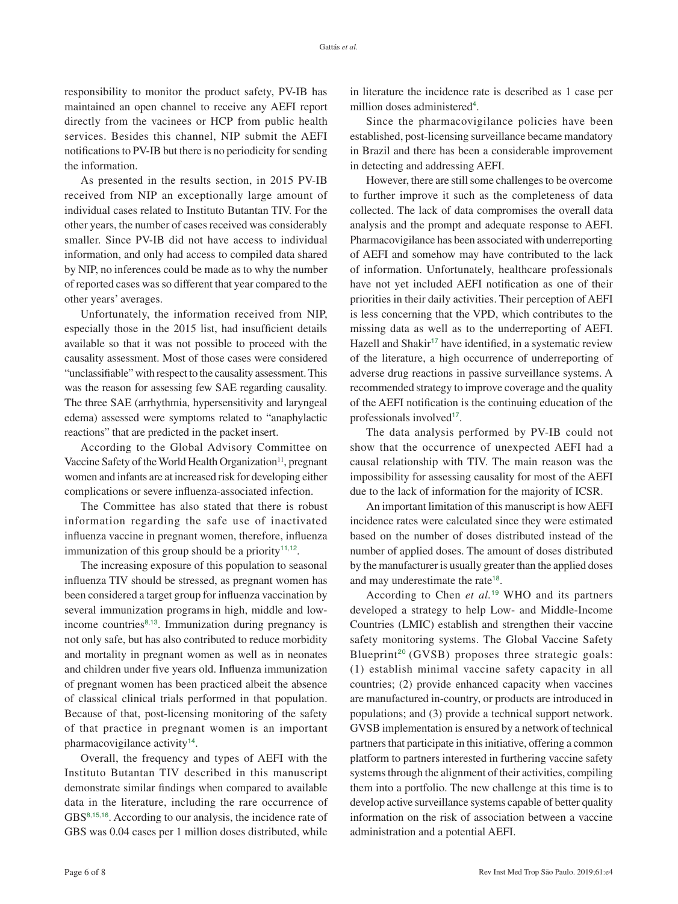responsibility to monitor the product safety, PV-IB has maintained an open channel to receive any AEFI report directly from the vacinees or HCP from public health services. Besides this channel, NIP submit the AEFI notifications to PV-IB but there is no periodicity for sending the information.

As presented in the results section, in 2015 PV-IB received from NIP an exceptionally large amount of individual cases related to Instituto Butantan TIV. For the other years, the number of cases received was considerably smaller. Since PV-IB did not have access to individual information, and only had access to compiled data shared by NIP, no inferences could be made as to why the number of reported cases was so different that year compared to the other years' averages.

Unfortunately, the information received from NIP, especially those in the 2015 list, had insufficient details available so that it was not possible to proceed with the causality assessment. Most of those cases were considered "unclassifiable" with respect to the causality assessment. This was the reason for assessing few SAE regarding causality. The three SAE (arrhythmia, hypersensitivity and laryngeal edema) assessed were symptoms related to "anaphylactic reactions" that are predicted in the packet insert.

According to the Global Advisory Committee on Vaccine Safety of the World Health Organization[11], pregnant women and infants are at increased risk for developing either complications or severe influenza-associated infection.

The Committee has also stated that there is robust information regarding the safe use of inactivated influenza vaccine in pregnant women, therefore, influenza immunization of this group should be a priority[11,12].

The increasing exposure of this population to seasonal influenza TIV should be stressed, as pregnant women has been considered a target group for influenza vaccination by several immunization programs in high, middle and low-income countries[8,13]. Immunization during pregnancy is not only safe, but has also contributed to reduce morbidity and mortality in pregnant women as well as in neonates and children under five years old. Influenza immunization of pregnant women has been practiced albeit the absence of classical clinical trials performed in that population. Because of that, post-licensing monitoring of the safety of that practice in pregnant women is an important pharmacovigilance activity[14].

Overall, the frequency and types of AEFI with the Instituto Butantan TIV described in this manuscript demonstrate similar findings when compared to available data in the literature, including the rare occurrence of GBS[8,15,16]. According to our analysis, the incidence rate of GBS was 0.04 cases per 1 million doses distributed, while in literature the incidence rate is described as 1 case per million doses administered[4].

Since the pharmacovigilance policies have been established, post-licensing surveillance became mandatory in Brazil and there has been a considerable improvement in detecting and addressing AEFI.

However, there are still some challenges to be overcome to further improve it such as the completeness of data collected. The lack of data compromises the overall data analysis and the prompt and adequate response to AEFI. Pharmacovigilance has been associated with underreporting of AEFI and somehow may have contributed to the lack of information. Unfortunately, healthcare professionals have not yet included AEFI notification as one of their priorities in their daily activities. Their perception of AEFI is less concerning that the VPD, which contributes to the missing data as well as to the underreporting of AEFI. Hazell and Shakir[17] have identified, in a systematic review of the literature, a high occurrence of underreporting of adverse drug reactions in passive surveillance systems. A recommended strategy to improve coverage and the quality of the AEFI notification is the continuing education of the professionals involved[17].

The data analysis performed by PV-IB could not show that the occurrence of unexpected AEFI had a causal relationship with TIV. The main reason was the impossibility for assessing causality for most of the AEFI due to the lack of information for the majority of ICSR.

An important limitation of this manuscript is how AEFI incidence rates were calculated since they were estimated based on the number of doses distributed instead of the number of applied doses. The amount of doses distributed by the manufacturer is usually greater than the applied doses and may underestimate the rate[18].

According to Chen *et al.*[19] WHO and its partners developed a strategy to help Low- and Middle-Income Countries (LMIC) establish and strengthen their vaccine safety monitoring systems. The Global Vaccine Safety Blueprint[20] (GVSB) proposes three strategic goals: (1) establish minimal vaccine safety capacity in all countries; (2) provide enhanced capacity when vaccines are manufactured in-country, or products are introduced in populations; and (3) provide a technical support network. GVSB implementation is ensured by a network of technical partners that participate in this initiative, offering a common platform to partners interested in furthering vaccine safety systems through the alignment of their activities, compiling them into a portfolio. The new challenge at this time is to develop active surveillance systems capable of better quality information on the risk of association between a vaccine administration and a potential AEFI.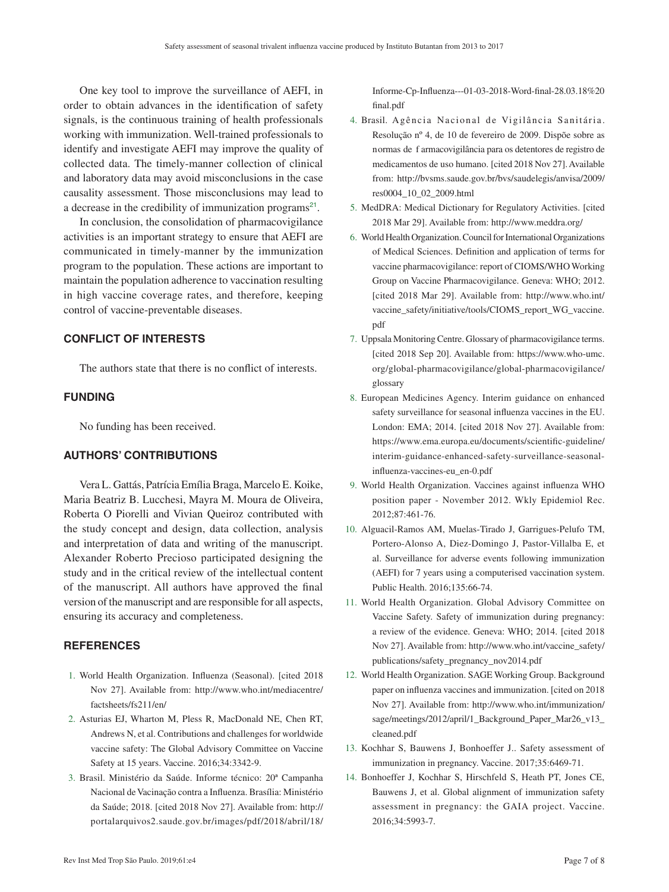One key tool to improve the surveillance of AEFI, in order to obtain advances in the identification of safety signals, is the continuous training of health professionals working with immunization. Well-trained professionals to identify and investigate AEFI may improve the quality of collected data. The timely-manner collection of clinical and laboratory data may avoid misconclusions in the case causality assessment. Those misconclusions may lead to a decrease in the credibility of immunization programs[21].

In conclusion, the consolidation of pharmacovigilance activities is an important strategy to ensure that AEFI are communicated in timely-manner by the immunization program to the population. These actions are important to maintain the population adherence to vaccination resulting in high vaccine coverage rates, and therefore, keeping control of vaccine-preventable diseases.

## CONFLICT OF INTERESTS

The authors state that there is no conflict of interests.

## FUNDING

No funding has been received.

## AUTHORS' CONTRIBUTIONS

Vera L. Gattás, Patrícia Emília Braga, Marcelo E. Koike, Maria Beatriz B. Lucchesi, Mayra M. Moura de Oliveira, Roberta O Piorelli and Vivian Queiroz contributed with the study concept and design, data collection, analysis and interpretation of data and writing of the manuscript. Alexander Roberto Precioso participated designing the study and in the critical review of the intellectual content of the manuscript. All authors have approved the final version of the manuscript and are responsible for all aspects, ensuring its accuracy and completeness.

## REFERENCES

1. World Health Organization. Influenza (Seasonal). [cited 2018 Nov 27]. Available from: http://www.who.int/mediacentre/factsheets/fs211/en/
2. Asturias EJ, Wharton M, Pless R, MacDonald NE, Chen RT, Andrews N, et al. Contributions and challenges for worldwide vaccine safety: The Global Advisory Committee on Vaccine Safety at 15 years. Vaccine. 2016;34:3342-9.
3. Brasil. Ministério da Saúde. Informe técnico: 20ª Campanha Nacional de Vacinação contra a Influenza. Brasília: Ministério da Saúde; 2018. [cited 2018 Nov 27]. Available from: http://portalarquivos2.saude.gov.br/images/pdf/2018/abril/18/Informe-Cp-Influenza---01-03-2018-Word-final-28.03.18%20final.pdf
4. Brasil. Agência Nacional de Vigilância Sanitária. Resolução nº 4, de 10 de fevereiro de 2009. Dispõe sobre as normas de farmacovigilância para os detentores de registro de medicamentos de uso humano. [cited 2018 Nov 27]. Available from: http://bvsms.saude.gov.br/bvs/saudelegis/anvisa/2009/res0004_10_02_2009.html
5. MedDRA: Medical Dictionary for Regulatory Activities. [cited 2018 Mar 29]. Available from: http://www.meddra.org/
6. World Health Organization. Council for International Organizations of Medical Sciences. Definition and application of terms for vaccine pharmacovigilance: report of CIOMS/WHO Working Group on Vaccine Pharmacovigilance. Geneva: WHO; 2012. [cited 2018 Mar 29]. Available from: http://www.who.int/vaccine_safety/initiative/tools/CIOMS_report_WG_vaccine.pdf
7. Uppsala Monitoring Centre. Glossary of pharmacovigilance terms. [cited 2018 Sep 20]. Available from: https://www.who-umc.org/global-pharmacovigilance/global-pharmacovigilance/glossary
8. European Medicines Agency. Interim guidance on enhanced safety surveillance for seasonal influenza vaccines in the EU. London: EMA; 2014. [cited 2018 Nov 27]. Available from: https://www.ema.europa.eu/documents/scientific-guideline/interim-guidance-enhanced-safety-surveillance-seasonal-influenza-vaccines-eu_en-0.pdf
9. World Health Organization. Vaccines against influenza WHO position paper - November 2012. Wkly Epidemiol Rec. 2012;87:461-76.
10. Alguacil-Ramos AM, Muelas-Tirado J, Garrigues-Pelufo TM, Portero-Alonso A, Diez-Domingo J, Pastor-Villalba E, et al. Surveillance for adverse events following immunization (AEFI) for 7 years using a computerised vaccination system. Public Health. 2016;135:66-74.
11. World Health Organization. Global Advisory Committee on Vaccine Safety. Safety of immunization during pregnancy: a review of the evidence. Geneva: WHO; 2014. [cited 2018 Nov 27]. Available from: http://www.who.int/vaccine_safety/publications/safety_pregnancy_nov2014.pdf
12. World Health Organization. SAGE Working Group. Background paper on influenza vaccines and immunization. [cited on 2018 Nov 27]. Available from: http://www.who.int/immunization/sage/meetings/2012/april/1_Background_Paper_Mar26_v13_cleaned.pdf
13. Kochhar S, Bauwens J, Bonhoeffer J.. Safety assessment of immunization in pregnancy. Vaccine. 2017;35:6469-71.
14. Bonhoeffer J, Kochhar S, Hirschfeld S, Heath PT, Jones CE, Bauwens J, et al. Global alignment of immunization safety assessment in pregnancy: the GAIA project. Vaccine. 2016;34:5993-7.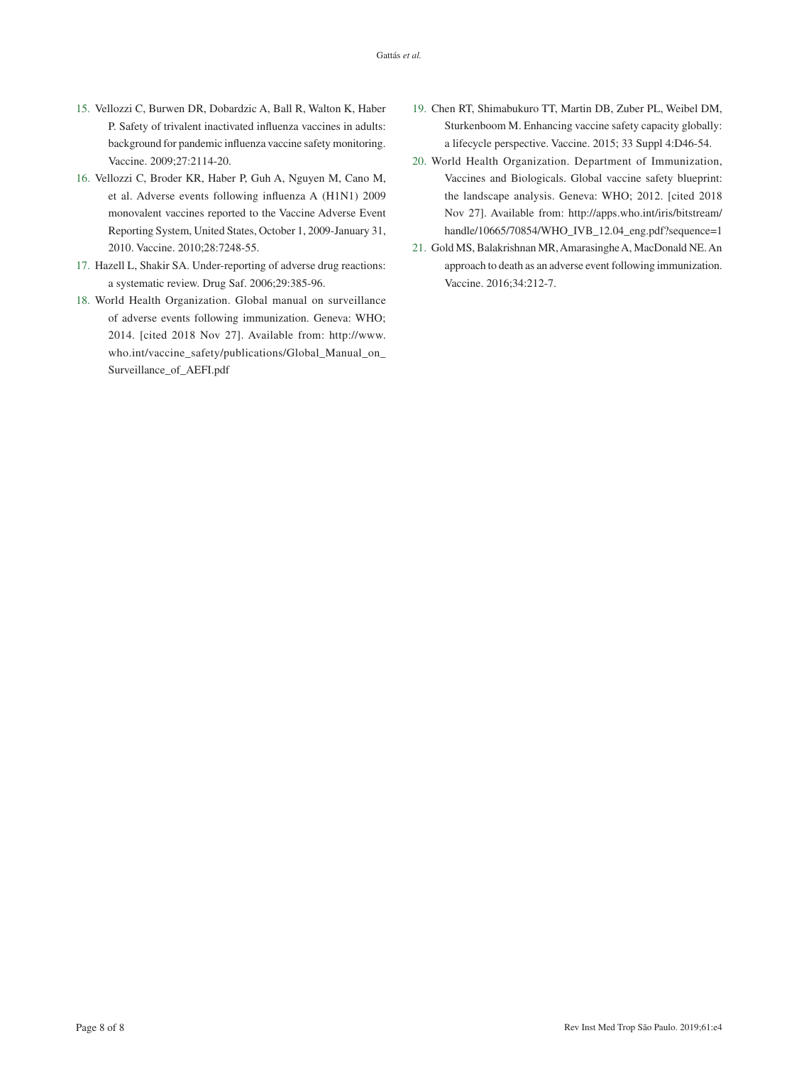15. Vellozzi C, Burwen DR, Dobardzic A, Ball R, Walton K, Haber P. Safety of trivalent inactivated influenza vaccines in adults: background for pandemic influenza vaccine safety monitoring. Vaccine. 2009;27:2114-20.
16. Vellozzi C, Broder KR, Haber P, Guh A, Nguyen M, Cano M, et al. Adverse events following influenza A (H1N1) 2009 monovalent vaccines reported to the Vaccine Adverse Event Reporting System, United States, October 1, 2009-January 31, 2010. Vaccine. 2010;28:7248-55.
17. Hazell L, Shakir SA. Under-reporting of adverse drug reactions: a systematic review. Drug Saf. 2006;29:385-96.
18. World Health Organization. Global manual on surveillance of adverse events following immunization. Geneva: WHO; 2014. [cited 2018 Nov 27]. Available from: http://www.who.int/vaccine_safety/publications/Global_Manual_on_Surveillance_of_AEFI.pdf
19. Chen RT, Shimabukuro TT, Martin DB, Zuber PL, Weibel DM, Sturkenboom M. Enhancing vaccine safety capacity globally: a lifecycle perspective. Vaccine. 2015; 33 Suppl 4:D46-54.
20. World Health Organization. Department of Immunization, Vaccines and Biologicals. Global vaccine safety blueprint: the landscape analysis. Geneva: WHO; 2012. [cited 2018 Nov 27]. Available from: http://apps.who.int/iris/bitstream/handle/10665/70854/WHO_IVB_12.04_eng.pdf?sequence=1
21. Gold MS, Balakrishnan MR, Amarasinghe A, MacDonald NE. An approach to death as an adverse event following immunization. Vaccine. 2016;34:212-7.